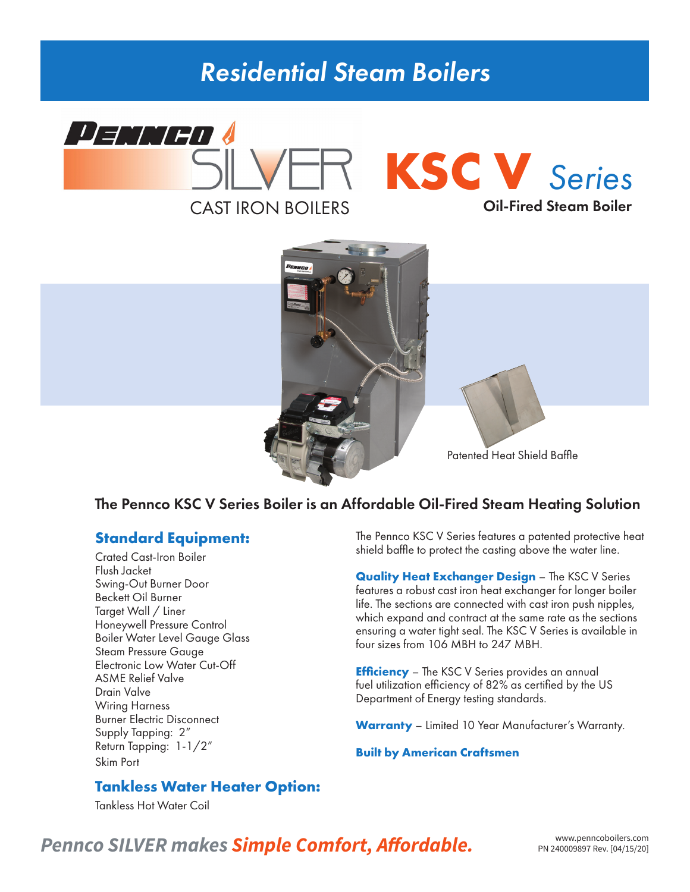# Residential Steam Boilers

PENNCO SILVER CAST IRON BOILERS

## KSC V Series

**Oil-Fired Steam Boiler**

Patented Heat Shield Baffle

## The Pennco KSC V Series Boiler is an Affordable Oil-Fired Steam Heating Solution

### Standard Equipment:

Crated Cast-Iron Boiler
Flush Jacket
Swing-Out Burner Door
Beckett Oil Burner
Target Wall / Liner
Honeywell Pressure Control
Boiler Water Level Gauge Glass
Steam Pressure Gauge
Electronic Low Water Cut-Off
ASME Relief Valve
Drain Valve
Wiring Harness
Burner Electric Disconnect
Supply Tapping: 2″
Return Tapping: 1-1/2″
Skim Port

### Tankless Water Heater Option:

Tankless Hot Water Coil

The Pennco KSC V Series features a patented protective heat shield baffle to protect the casting above the water line.

**Quality Heat Exchanger Design** – The KSC V Series features a robust cast iron heat exchanger for longer boiler life. The sections are connected with cast iron push nipples, which expand and contract at the same rate as the sections ensuring a water tight seal. The KSC V Series is available in four sizes from 106 MBH to 247 MBH.

**Efficiency** – The KSC V Series provides an annual fuel utilization efficiency of 82% as certified by the US Department of Energy testing standards.

**Warranty** – Limited 10 Year Manufacturer's Warranty.

**Built by American Craftsmen**

*Pennco SILVER makes **Simple Comfort, Affordable.***

www.penncoboilers.com
PN 240009897 Rev. [04/15/20]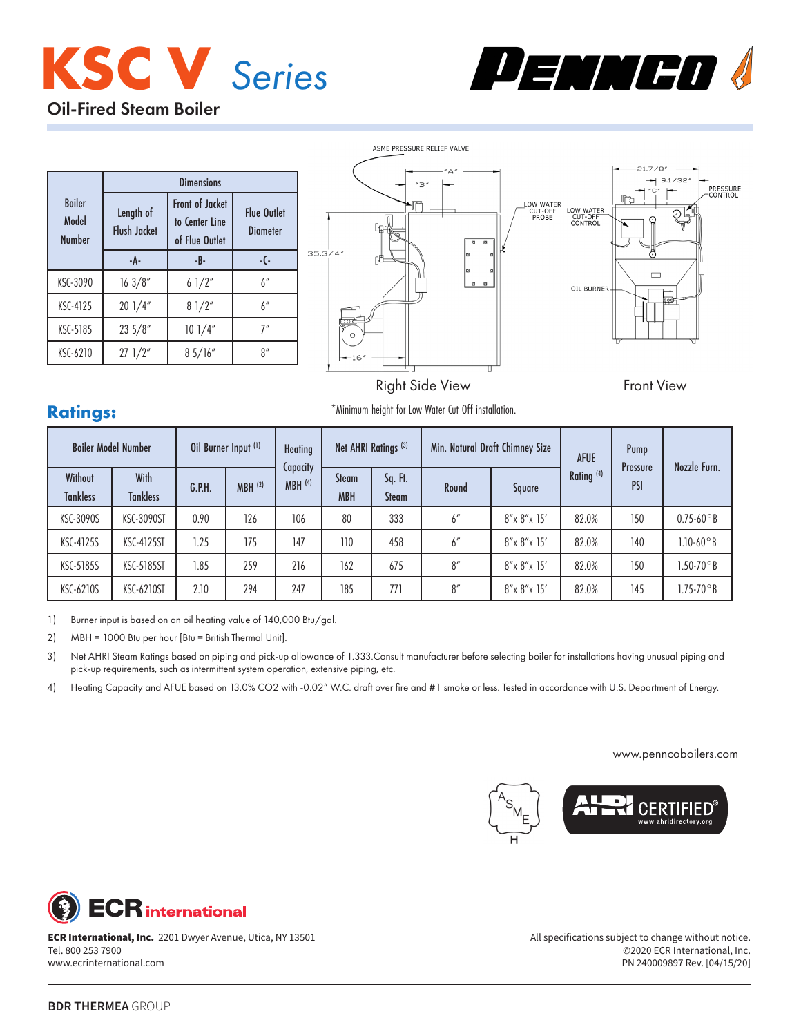# KSC V *Series*

## Oil-Fired Steam Boiler

| Boiler Model Number | Dimensions | | |
|---|---|---|---|
| | Length of Flush Jacket | Front of Jacket to Center Line of Flue Outlet | Flue Outlet Diameter |
| | -A- | -B- | -C- |
| KSC-3090 | 16 3/8" | 6 1/2" | 6" |
| KSC-4125 | 20 1/4" | 8 1/2" | 6" |
| KSC-5185 | 23 5/8" | 10 1/4" | 7" |
| KSC-6210 | 27 1/2" | 8 5/16" | 8" |

ASME PRESSURE RELIEF VALVE

"A"

"B"

35.3/4"

16"

LOW WATER CUT-OFF PROBE

LOW WATER CUT-OFF CONTROL

21.7/8"

9.1/32"

"C"

PRESSURE CONTROL

OIL BURNER

Right Side View

Front View

*Minimum height for Low Water Cut Off installation.

## Ratings:

| Boiler Model Number | | Oil Burner Input (1) | | Heating Capacity MBH (4) | Net AHRI Ratings (3) | | Min. Natural Draft Chimney Size | | AFUE Rating (4) | Pump Pressure PSI | Nozzle Furn. |
|---|---|---|---|---|---|---|---|---|---|---|---|
| Without Tankless | With Tankless | G.P.H. | MBH (2) | | Steam MBH | Sq. Ft. Steam | Round | Square | | | |
| KSC-3090S | KSC-3090ST | 0.90 | 126 | 106 | 80 | 333 | 6" | 8"x 8"x 15' | 82.0% | 150 | 0.75-60°B |
| KSC-4125S | KSC-4125ST | 1.25 | 175 | 147 | 110 | 458 | 6" | 8"x 8"x 15' | 82.0% | 140 | 1.10-60°B |
| KSC-5185S | KSC-5185ST | 1.85 | 259 | 216 | 162 | 675 | 8" | 8"x 8"x 15' | 82.0% | 150 | 1.50-70°B |
| KSC-6210S | KSC-6210ST | 2.10 | 294 | 247 | 185 | 771 | 8" | 8"x 8"x 15' | 82.0% | 145 | 1.75-70°B |

1) Burner input is based on an oil heating value of 140,000 Btu/gal.

2) MBH = 1000 Btu per hour [Btu = British Thermal Unit].

3) Net AHRI Steam Ratings based on piping and pick-up allowance of 1.333.Consult manufacturer before selecting boiler for installations having unusual piping and pick-up requirements, such as intermittent system operation, extensive piping, etc.

4) Heating Capacity and AFUE based on 13.0% $CO_2$ with -0.02" W.C. draft over fire and #1 smoke or less. Tested in accordance with U.S. Department of Energy.

www.penncoboilers.com

AHRI CERTIFIED® www.ahridirectory.org

**ECR International, Inc.** 2201 Dwyer Avenue, Utica, NY 13501
Tel. 800 253 7900
www.ecrinternational.com

All specifications subject to change without notice.
©2020 ECR International, Inc.
PN 240009897 Rev. [04/15/20]

**BDR THERMEA** GROUP